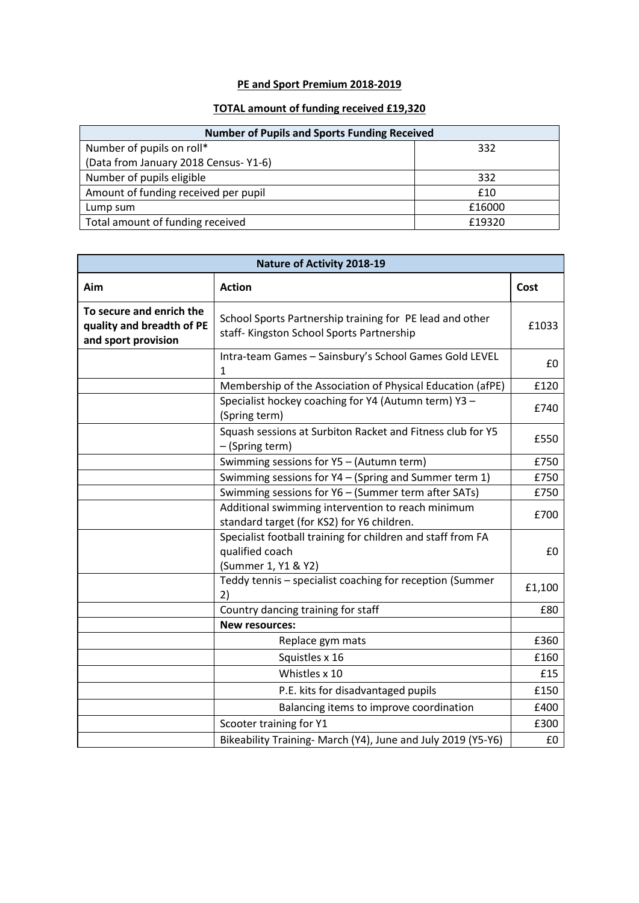**PE and Sport Premium 2018-2019**

**TOTAL amount of funding received £19,320**

| Number of Pupils and Sports Funding Received | |
|---|---|
| Number of pupils on roll*<br>(Data from January 2018 Census- Y1-6) | 332 |
| Number of pupils eligible | 332 |
| Amount of funding received per pupil | £10 |
| Lump sum | £16000 |
| Total amount of funding received | £19320 |

| Nature of Activity 2018-19 | | |
|---|---|---|
| **Aim** | **Action** | **Cost** |
| **To secure and enrich the quality and breadth of PE and sport provision** | School Sports Partnership training for PE lead and other staff- Kingston School Sports Partnership | £1033 |
| | Intra-team Games – Sainsbury's School Games Gold LEVEL 1 | £0 |
| | Membership of the Association of Physical Education (afPE) | £120 |
| | Specialist hockey coaching for Y4 (Autumn term) Y3 – (Spring term) | £740 |
| | Squash sessions at Surbiton Racket and Fitness club for Y5 – (Spring term) | £550 |
| | Swimming sessions for Y5 – (Autumn term) | £750 |
| | Swimming sessions for Y4 – (Spring and Summer term 1) | £750 |
| | Swimming sessions for Y6 – (Summer term after SATs) | £750 |
| | Additional swimming intervention to reach minimum standard target (for KS2) for Y6 children. | £700 |
| | Specialist football training for children and staff from FA qualified coach<br>(Summer 1, Y1 & Y2) | £0 |
| | Teddy tennis – specialist coaching for reception (Summer 2) | £1,100 |
| | Country dancing training for staff | £80 |
| | **New resources:** | |
| | Replace gym mats | £360 |
| | Squistles x 16 | £160 |
| | Whistles x 10 | £15 |
| | P.E. kits for disadvantaged pupils | £150 |
| | Balancing items to improve coordination | £400 |
| | Scooter training for Y1 | £300 |
| | Bikeability Training- March (Y4), June and July 2019 (Y5-Y6) | £0 |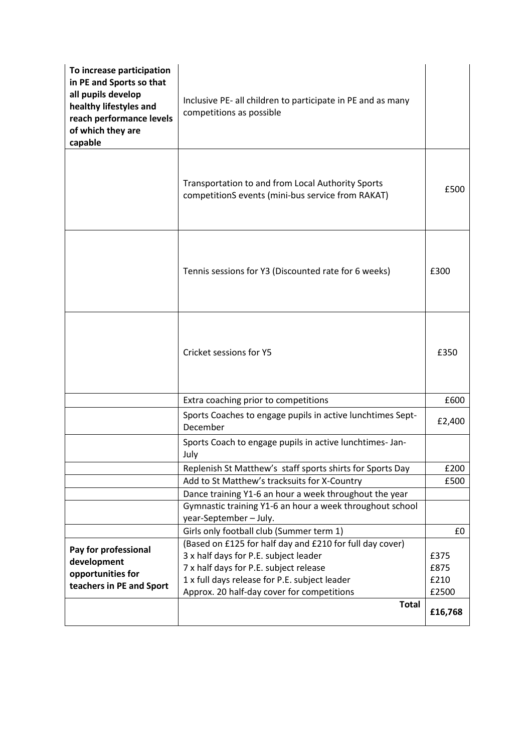| | | |
|---|---|---|
| **To increase participation in PE and Sports so that all pupils develop healthy lifestyles and reach performance levels of which they are capable** | Inclusive PE- all children to participate in PE and as many competitions as possible | |
| | Transportation to and from Local Authority Sports competitionS events (mini-bus service from RAKAT) | £500 |
| | Tennis sessions for Y3 (Discounted rate for 6 weeks) | £300 |
| | Cricket sessions for Y5 | £350 |
| | Extra coaching prior to competitions | £600 |
| | Sports Coaches to engage pupils in active lunchtimes Sept-December | £2,400 |
| | Sports Coach to engage pupils in active lunchtimes- Jan-July | |
| | Replenish St Matthew's staff sports shirts for Sports Day | £200 |
| | Add to St Matthew's tracksuits for X-Country | £500 |
| | Dance training Y1-6 an hour a week throughout the year | |
| | Gymnastic training Y1-6 an hour a week throughout school year-September – July. | |
| | Girls only football club (Summer term 1) | £0 |
| **Pay for professional development opportunities for teachers in PE and Sport** | (Based on £125 for half day and £210 for full day cover)<br>3 x half days for P.E. subject leader<br>7 x half days for P.E. subject release<br>1 x full days release for P.E. subject leader<br>Approx. 20 half-day cover for competitions | <br>£375<br>£875<br>£210<br>£2500 |
| | **Total** | **£16,768** |